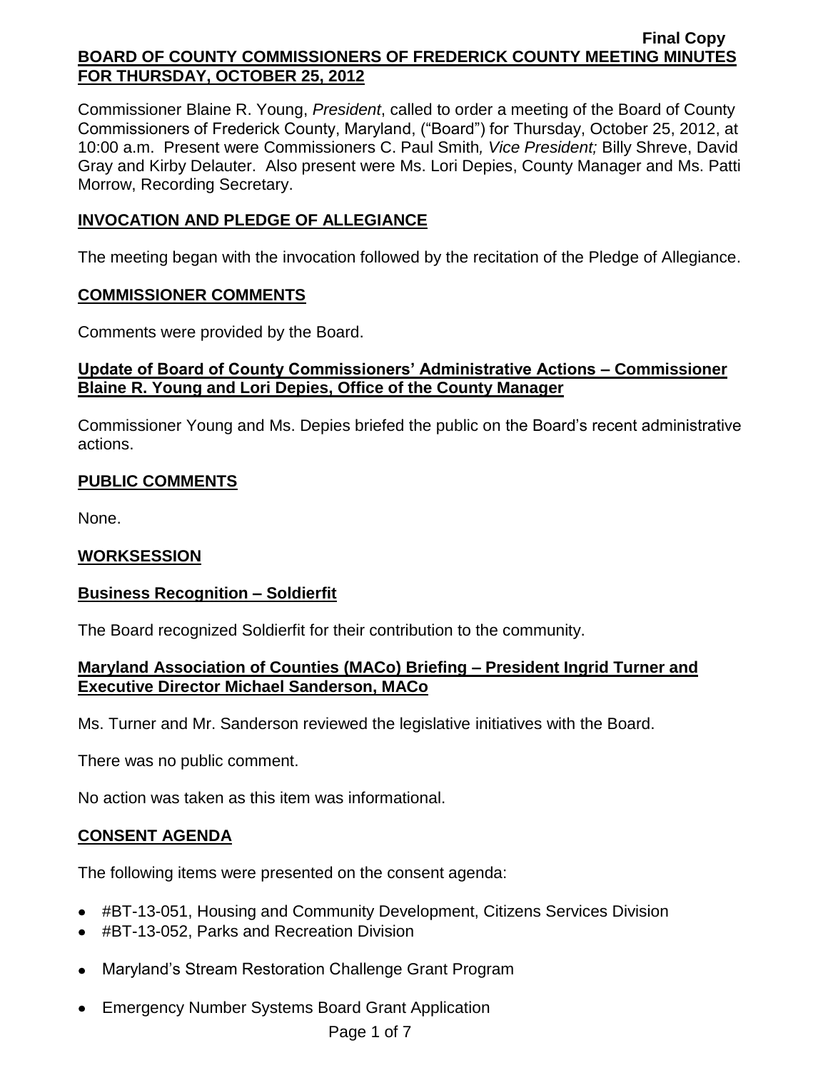**Final Copy**

# BOARD OF COUNTY COMMISSIONERS OF FREDERICK COUNTY MEETING MINUTES FOR THURSDAY, OCTOBER 25, 2012

Commissioner Blaine R. Young, *President*, called to order a meeting of the Board of County Commissioners of Frederick County, Maryland, ("Board") for Thursday, October 25, 2012, at 10:00 a.m. Present were Commissioners C. Paul Smith*, Vice President;* Billy Shreve, David Gray and Kirby Delauter. Also present were Ms. Lori Depies, County Manager and Ms. Patti Morrow, Recording Secretary.

## INVOCATION AND PLEDGE OF ALLEGIANCE

The meeting began with the invocation followed by the recitation of the Pledge of Allegiance.

## COMMISSIONER COMMENTS

Comments were provided by the Board.

### Update of Board of County Commissioners' Administrative Actions – Commissioner Blaine R. Young and Lori Depies, Office of the County Manager

Commissioner Young and Ms. Depies briefed the public on the Board's recent administrative actions.

## PUBLIC COMMENTS

None.

## WORKSESSION

### Business Recognition – Soldierfit

The Board recognized Soldierfit for their contribution to the community.

### Maryland Association of Counties (MACo) Briefing – President Ingrid Turner and Executive Director Michael Sanderson, MACo

Ms. Turner and Mr. Sanderson reviewed the legislative initiatives with the Board.

There was no public comment.

No action was taken as this item was informational.

## CONSENT AGENDA

The following items were presented on the consent agenda:

- #BT-13-051, Housing and Community Development, Citizens Services Division
- #BT-13-052, Parks and Recreation Division
- Maryland's Stream Restoration Challenge Grant Program
- Emergency Number Systems Board Grant Application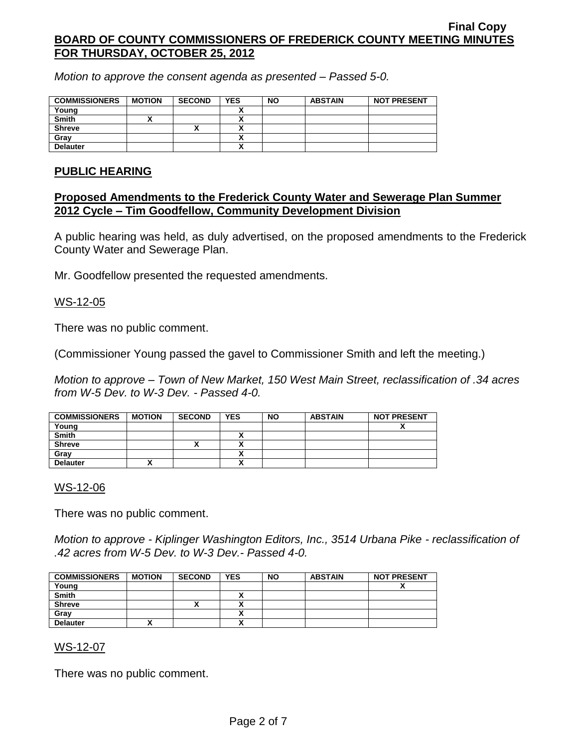*Motion to approve the consent agenda as presented – Passed 5-0.*

| COMMISSIONERS | MOTION | SECOND | YES | NO | ABSTAIN | NOT PRESENT |
|---|---|---|---|---|---|---|
| Young | | | X | | | |
| Smith | X | | X | | | |
| Shreve | | X | X | | | |
| Gray | | | X | | | |
| Delauter | | | X | | | |

## PUBLIC HEARING

## Proposed Amendments to the Frederick County Water and Sewerage Plan Summer 2012 Cycle – Tim Goodfellow, Community Development Division

A public hearing was held, as duly advertised, on the proposed amendments to the Frederick County Water and Sewerage Plan.

Mr. Goodfellow presented the requested amendments.

WS-12-05

There was no public comment.

(Commissioner Young passed the gavel to Commissioner Smith and left the meeting.)

*Motion to approve – Town of New Market, 150 West Main Street, reclassification of .34 acres from W-5 Dev. to W-3 Dev. - Passed 4-0.*

| COMMISSIONERS | MOTION | SECOND | YES | NO | ABSTAIN | NOT PRESENT |
|---|---|---|---|---|---|---|
| Young | | | | | | X |
| Smith | | | X | | | |
| Shreve | | X | X | | | |
| Gray | | | X | | | |
| Delauter | X | | X | | | |

WS-12-06

There was no public comment.

*Motion to approve - Kiplinger Washington Editors, Inc., 3514 Urbana Pike - reclassification of .42 acres from W-5 Dev. to W-3 Dev.- Passed 4-0.*

| COMMISSIONERS | MOTION | SECOND | YES | NO | ABSTAIN | NOT PRESENT |
|---|---|---|---|---|---|---|
| Young | | | | | | X |
| Smith | | | X | | | |
| Shreve | | X | X | | | |
| Gray | | | X | | | |
| Delauter | X | | X | | | |

WS-12-07

There was no public comment.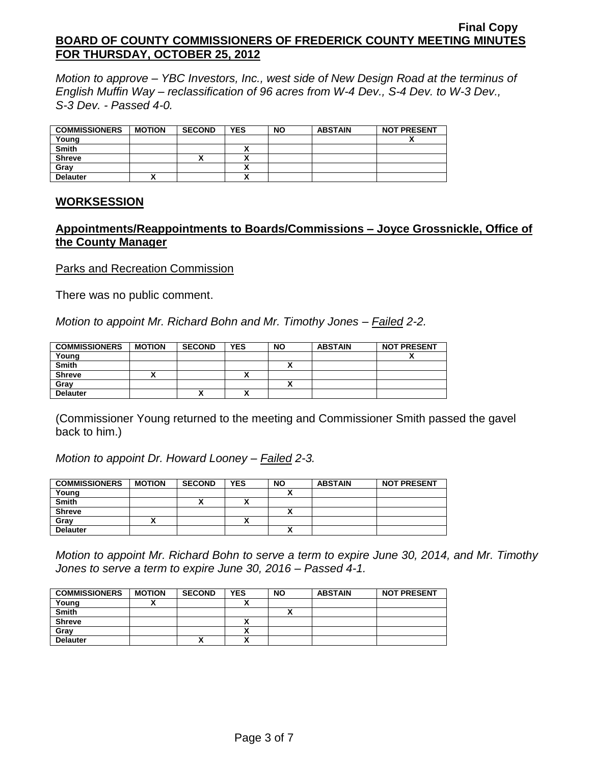**Final Copy**

**BOARD OF COUNTY COMMISSIONERS OF FREDERICK COUNTY MEETING MINUTES FOR THURSDAY, OCTOBER 25, 2012**

*Motion to approve – YBC Investors, Inc., west side of New Design Road at the terminus of English Muffin Way – reclassification of 96 acres from W-4 Dev., S-4 Dev. to W-3 Dev., S-3 Dev. - Passed 4-0.*

| COMMISSIONERS | MOTION | SECOND | YES | NO | ABSTAIN | NOT PRESENT |
|---|---|---|---|---|---|---|
| Young | | | | | | X |
| Smith | | | X | | | |
| Shreve | | X | X | | | |
| Gray | | | X | | | |
| Delauter | X | | X | | | |

## WORKSESSION

## Appointments/Reappointments to Boards/Commissions – Joyce Grossnickle, Office of the County Manager

Parks and Recreation Commission

There was no public comment.

*Motion to appoint Mr. Richard Bohn and Mr. Timothy Jones – Failed 2-2.*

| COMMISSIONERS | MOTION | SECOND | YES | NO | ABSTAIN | NOT PRESENT |
|---|---|---|---|---|---|---|
| Young | | | | | | X |
| Smith | | | | X | | |
| Shreve | X | | X | | | |
| Gray | | | | X | | |
| Delauter | | X | X | | | |

(Commissioner Young returned to the meeting and Commissioner Smith passed the gavel back to him.)

*Motion to appoint Dr. Howard Looney – Failed 2-3.*

| COMMISSIONERS | MOTION | SECOND | YES | NO | ABSTAIN | NOT PRESENT |
|---|---|---|---|---|---|---|
| Young | | | | X | | |
| Smith | | X | X | | | |
| Shreve | | | | X | | |
| Gray | X | | X | | | |
| Delauter | | | | X | | |

*Motion to appoint Mr. Richard Bohn to serve a term to expire June 30, 2014, and Mr. Timothy Jones to serve a term to expire June 30, 2016 – Passed 4-1.*

| COMMISSIONERS | MOTION | SECOND | YES | NO | ABSTAIN | NOT PRESENT |
|---|---|---|---|---|---|---|
| Young | X | | X | | | |
| Smith | | | | X | | |
| Shreve | | | X | | | |
| Gray | | | X | | | |
| Delauter | | X | X | | | |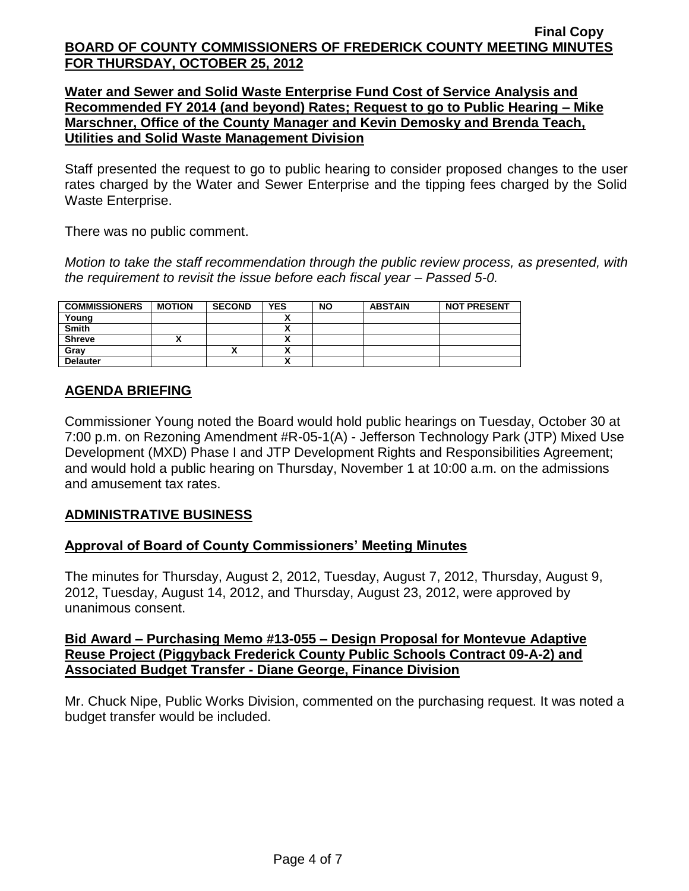**Water and Sewer and Solid Waste Enterprise Fund Cost of Service Analysis and Recommended FY 2014 (and beyond) Rates; Request to go to Public Hearing – Mike Marschner, Office of the County Manager and Kevin Demosky and Brenda Teach, Utilities and Solid Waste Management Division**

Staff presented the request to go to public hearing to consider proposed changes to the user rates charged by the Water and Sewer Enterprise and the tipping fees charged by the Solid Waste Enterprise.

There was no public comment.

*Motion to take the staff recommendation through the public review process, as presented, with the requirement to revisit the issue before each fiscal year – Passed 5-0.*

| COMMISSIONERS | MOTION | SECOND | YES | NO | ABSTAIN | NOT PRESENT |
|---|---|---|---|---|---|---|
| Young | | | X | | | |
| Smith | | | X | | | |
| Shreve | X | | X | | | |
| Gray | | X | X | | | |
| Delauter | | | X | | | |

## AGENDA BRIEFING

Commissioner Young noted the Board would hold public hearings on Tuesday, October 30 at 7:00 p.m. on Rezoning Amendment #R-05-1(A) - Jefferson Technology Park (JTP) Mixed Use Development (MXD) Phase I and JTP Development Rights and Responsibilities Agreement; and would hold a public hearing on Thursday, November 1 at 10:00 a.m. on the admissions and amusement tax rates.

## ADMINISTRATIVE BUSINESS

**Approval of Board of County Commissioners' Meeting Minutes**

The minutes for Thursday, August 2, 2012, Tuesday, August 7, 2012, Thursday, August 9, 2012, Tuesday, August 14, 2012, and Thursday, August 23, 2012, were approved by unanimous consent.

**Bid Award – Purchasing Memo #13-055 – Design Proposal for Montevue Adaptive Reuse Project (Piggyback Frederick County Public Schools Contract 09-A-2) and Associated Budget Transfer - Diane George, Finance Division**

Mr. Chuck Nipe, Public Works Division, commented on the purchasing request. It was noted a budget transfer would be included.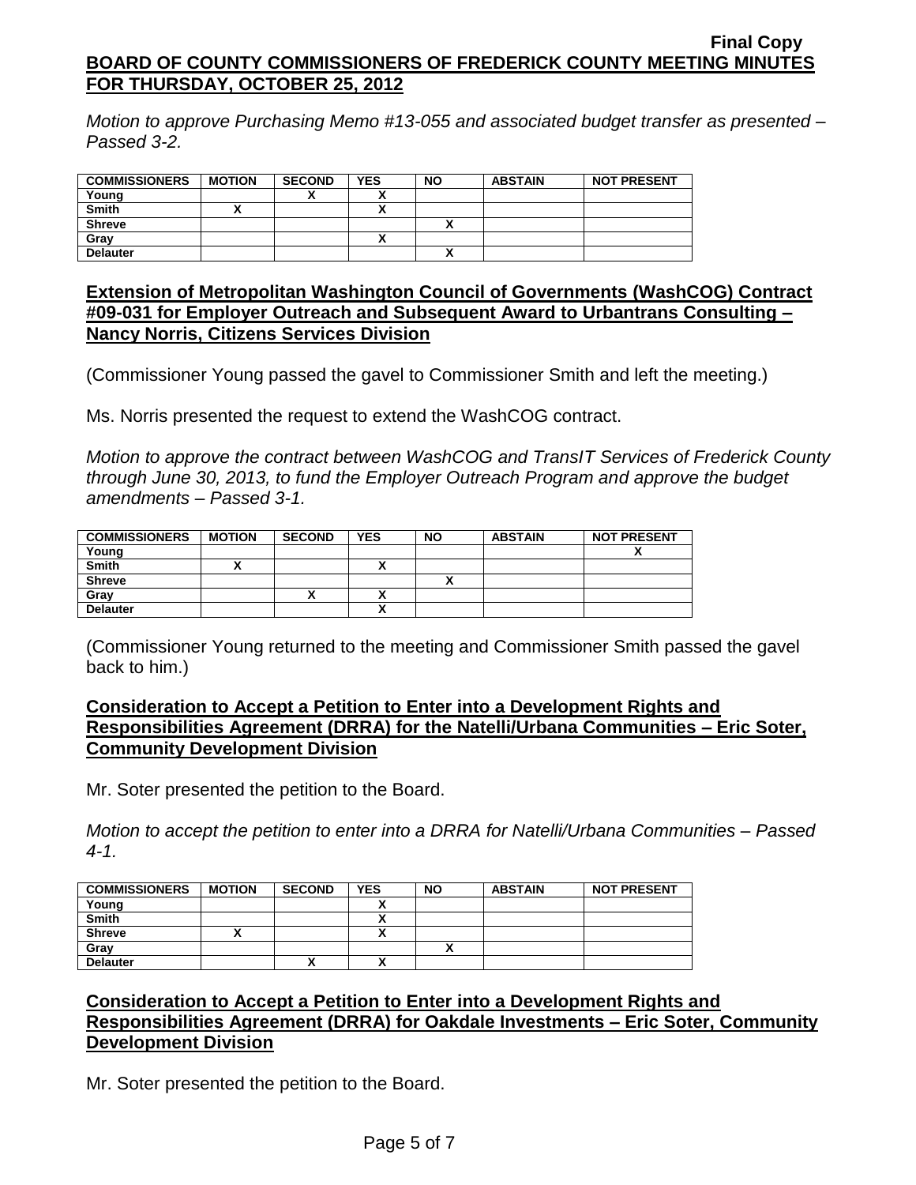*Motion to approve Purchasing Memo #13-055 and associated budget transfer as presented – Passed 3-2.*

| COMMISSIONERS | MOTION | SECOND | YES | NO | ABSTAIN | NOT PRESENT |
|---|---|---|---|---|---|---|
| Young | | X | X | | | |
| Smith | X | | X | | | |
| Shreve | | | | X | | |
| Gray | | | X | | | |
| Delauter | | | | X | | |

**Extension of Metropolitan Washington Council of Governments (WashCOG) Contract #09-031 for Employer Outreach and Subsequent Award to Urbantrans Consulting – Nancy Norris, Citizens Services Division**

(Commissioner Young passed the gavel to Commissioner Smith and left the meeting.)

Ms. Norris presented the request to extend the WashCOG contract.

*Motion to approve the contract between WashCOG and TransIT Services of Frederick County through June 30, 2013, to fund the Employer Outreach Program and approve the budget amendments – Passed 3-1.*

| COMMISSIONERS | MOTION | SECOND | YES | NO | ABSTAIN | NOT PRESENT |
|---|---|---|---|---|---|---|
| Young | | | | | | X |
| Smith | X | | X | | | |
| Shreve | | | | X | | |
| Gray | | X | X | | | |
| Delauter | | | X | | | |

(Commissioner Young returned to the meeting and Commissioner Smith passed the gavel back to him.)

**Consideration to Accept a Petition to Enter into a Development Rights and Responsibilities Agreement (DRRA) for the Natelli/Urbana Communities – Eric Soter, Community Development Division**

Mr. Soter presented the petition to the Board.

*Motion to accept the petition to enter into a DRRA for Natelli/Urbana Communities – Passed 4-1.*

| COMMISSIONERS | MOTION | SECOND | YES | NO | ABSTAIN | NOT PRESENT |
|---|---|---|---|---|---|---|
| Young | | | X | | | |
| Smith | | | X | | | |
| Shreve | X | | X | | | |
| Gray | | | | X | | |
| Delauter | | X | X | | | |

**Consideration to Accept a Petition to Enter into a Development Rights and Responsibilities Agreement (DRRA) for Oakdale Investments – Eric Soter, Community Development Division**

Mr. Soter presented the petition to the Board.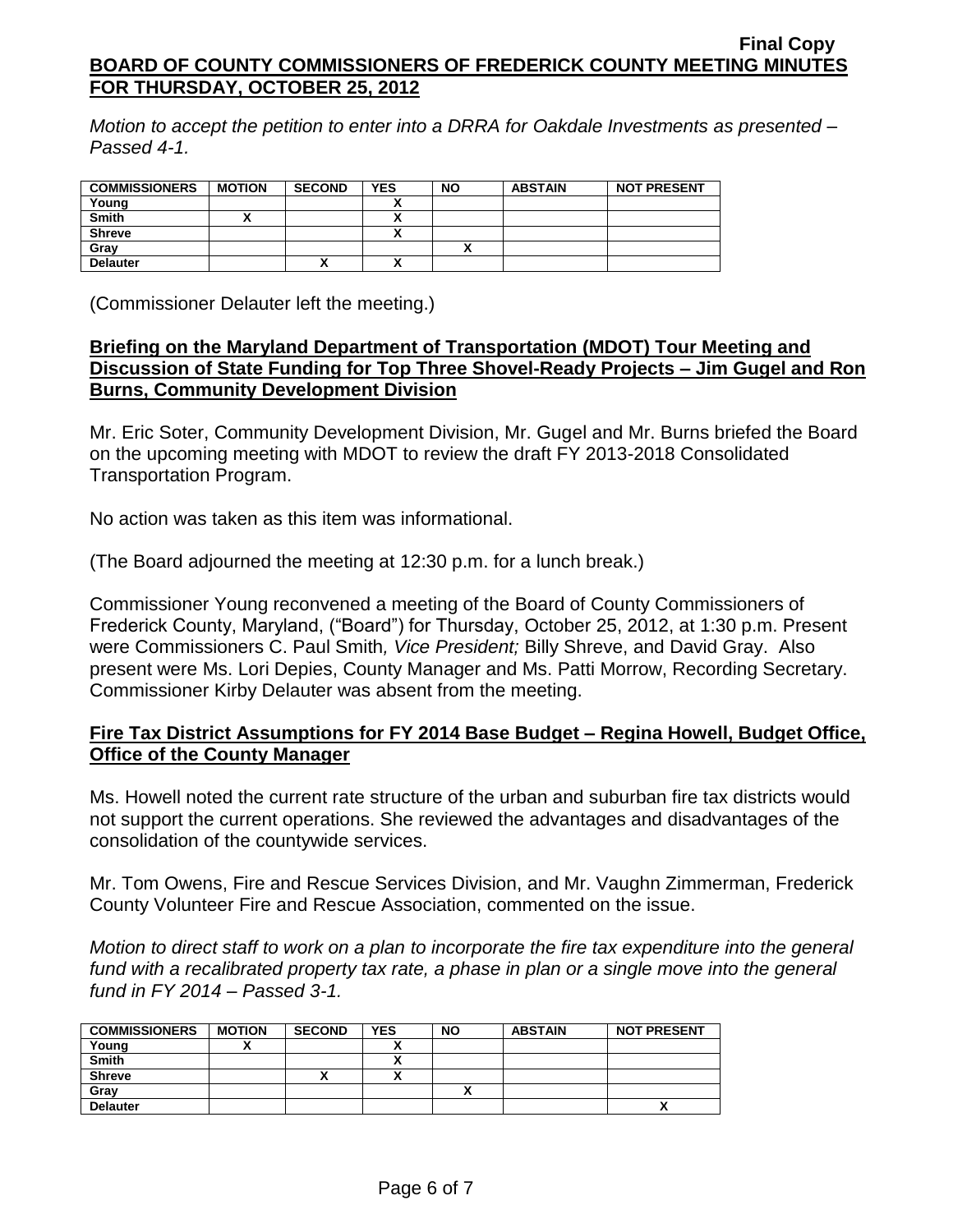*Motion to accept the petition to enter into a DRRA for Oakdale Investments as presented – Passed 4-1.*

| COMMISSIONERS | MOTION | SECOND | YES | NO | ABSTAIN | NOT PRESENT |
|---|---|---|---|---|---|---|
| Young | | | X | | | |
| Smith | X | | X | | | |
| Shreve | | | X | | | |
| Gray | | | | X | | |
| Delauter | | X | X | | | |

(Commissioner Delauter left the meeting.)

**Briefing on the Maryland Department of Transportation (MDOT) Tour Meeting and Discussion of State Funding for Top Three Shovel-Ready Projects – Jim Gugel and Ron Burns, Community Development Division**

Mr. Eric Soter, Community Development Division, Mr. Gugel and Mr. Burns briefed the Board on the upcoming meeting with MDOT to review the draft FY 2013-2018 Consolidated Transportation Program.

No action was taken as this item was informational.

(The Board adjourned the meeting at 12:30 p.m. for a lunch break.)

Commissioner Young reconvened a meeting of the Board of County Commissioners of Frederick County, Maryland, ("Board") for Thursday, October 25, 2012, at 1:30 p.m. Present were Commissioners C. Paul Smith*, Vice President;* Billy Shreve, and David Gray. Also present were Ms. Lori Depies, County Manager and Ms. Patti Morrow, Recording Secretary. Commissioner Kirby Delauter was absent from the meeting.

**Fire Tax District Assumptions for FY 2014 Base Budget – Regina Howell, Budget Office, Office of the County Manager**

Ms. Howell noted the current rate structure of the urban and suburban fire tax districts would not support the current operations. She reviewed the advantages and disadvantages of the consolidation of the countywide services.

Mr. Tom Owens, Fire and Rescue Services Division, and Mr. Vaughn Zimmerman, Frederick County Volunteer Fire and Rescue Association, commented on the issue.

*Motion to direct staff to work on a plan to incorporate the fire tax expenditure into the general fund with a recalibrated property tax rate, a phase in plan or a single move into the general fund in FY 2014 – Passed 3-1.*

| COMMISSIONERS | MOTION | SECOND | YES | NO | ABSTAIN | NOT PRESENT |
|---|---|---|---|---|---|---|
| Young | X | | X | | | |
| Smith | | | X | | | |
| Shreve | | X | X | | | |
| Gray | | | | X | | |
| Delauter | | | | | | X |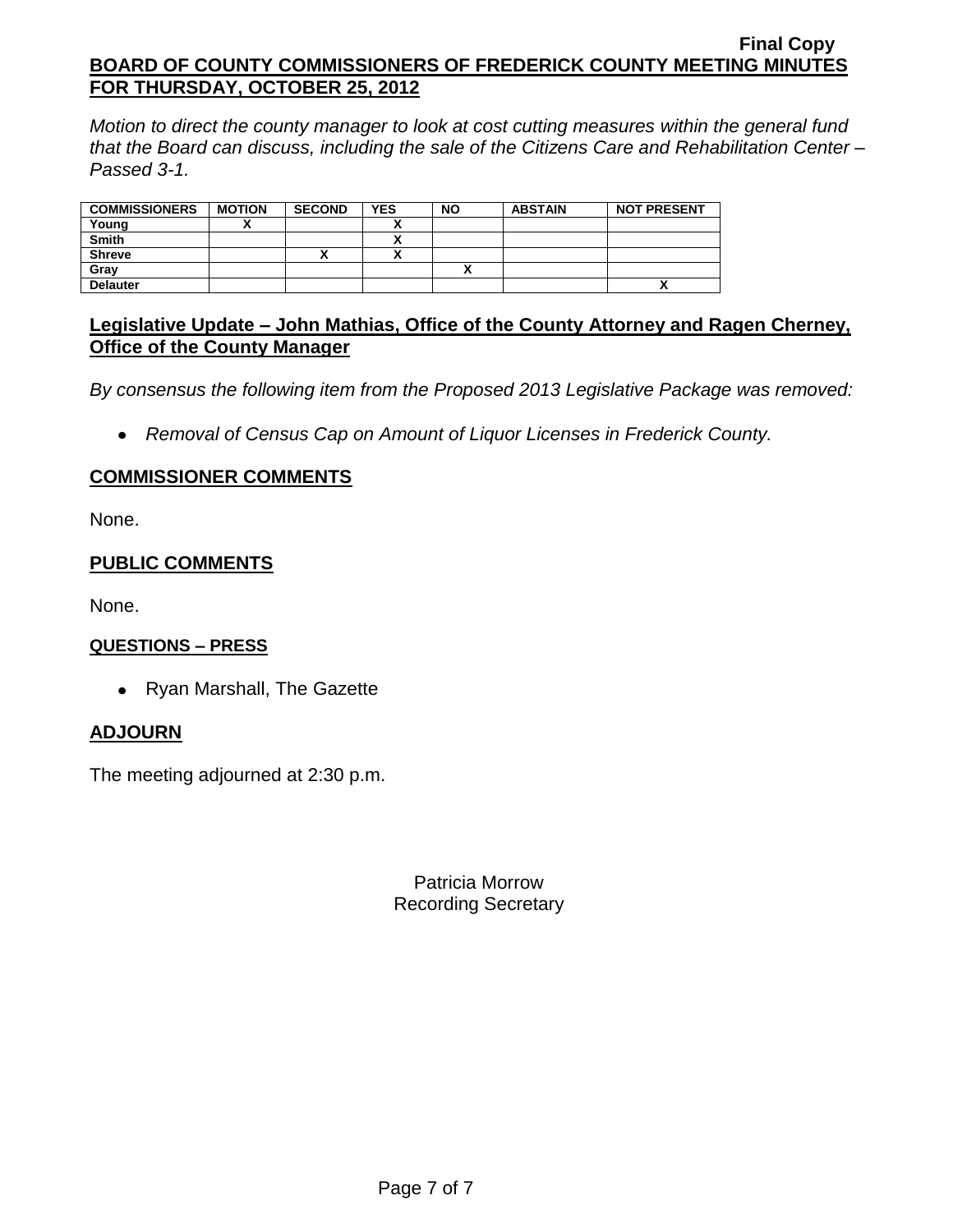*Motion to direct the county manager to look at cost cutting measures within the general fund that the Board can discuss, including the sale of the Citizens Care and Rehabilitation Center – Passed 3-1.*

| COMMISSIONERS | MOTION | SECOND | YES | NO | ABSTAIN | NOT PRESENT |
|---|---|---|---|---|---|---|
| Young | X | | X | | | |
| Smith | | | X | | | |
| Shreve | | X | X | | | |
| Gray | | | | X | | |
| Delauter | | | | | | X |

## Legislative Update – John Mathias, Office of the County Attorney and Ragen Cherney, Office of the County Manager

*By consensus the following item from the Proposed 2013 Legislative Package was removed:*

- *Removal of Census Cap on Amount of Liquor Licenses in Frederick County.*

## COMMISSIONER COMMENTS

None.

## PUBLIC COMMENTS

None.

### QUESTIONS – PRESS

- Ryan Marshall, The Gazette

## ADJOURN

The meeting adjourned at 2:30 p.m.

Patricia Morrow
Recording Secretary